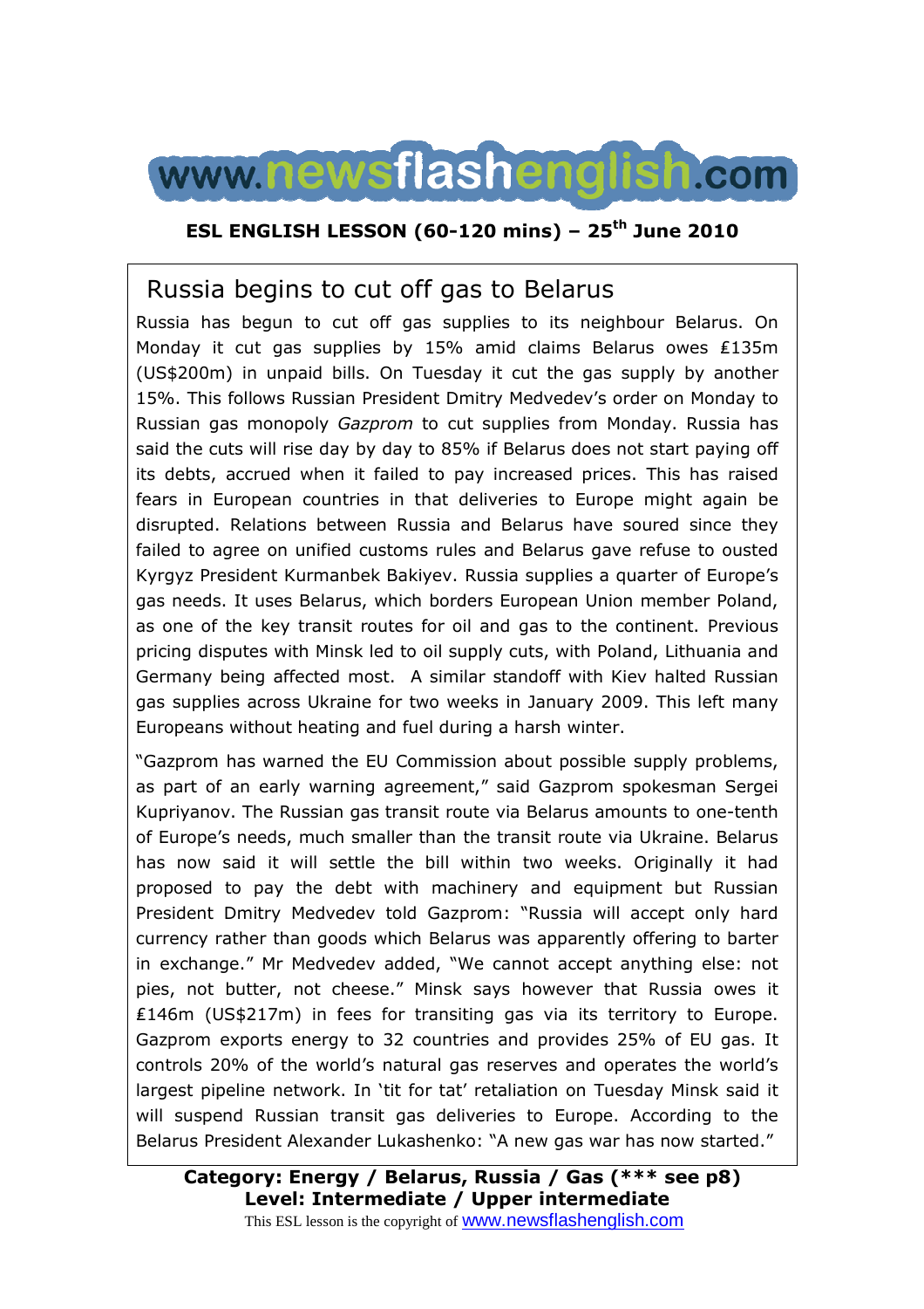# www.newsflashenglish.com

**ESL ENGLISH LESSON (60-120 mins) – 25th June 2010**

## Russia begins to cut off gas to Belarus

Russia has begun to cut off gas supplies to its neighbour Belarus. On Monday it cut gas supplies by 15% amid claims Belarus owes £135m (US$200m) in unpaid bills. On Tuesday it cut the gas supply by another 15%. This follows Russian President Dmitry Medvedev's order on Monday to Russian gas monopoly *Gazprom* to cut supplies from Monday. Russia has said the cuts will rise day by day to 85% if Belarus does not start paying off its debts, accrued when it failed to pay increased prices. This has raised fears in European countries in that deliveries to Europe might again be disrupted. Relations between Russia and Belarus have soured since they failed to agree on unified customs rules and Belarus gave refuse to ousted Kyrgyz President Kurmanbek Bakiyev. Russia supplies a quarter of Europe's gas needs. It uses Belarus, which borders European Union member Poland, as one of the key transit routes for oil and gas to the continent. Previous pricing disputes with Minsk led to oil supply cuts, with Poland, Lithuania and Germany being affected most. A similar standoff with Kiev halted Russian gas supplies across Ukraine for two weeks in January 2009. This left many Europeans without heating and fuel during a harsh winter.

"Gazprom has warned the EU Commission about possible supply problems, as part of an early warning agreement," said Gazprom spokesman Sergei Kupriyanov. The Russian gas transit route via Belarus amounts to one-tenth of Europe's needs, much smaller than the transit route via Ukraine. Belarus has now said it will settle the bill within two weeks. Originally it had proposed to pay the debt with machinery and equipment but Russian President Dmitry Medvedev told Gazprom: "Russia will accept only hard currency rather than goods which Belarus was apparently offering to barter in exchange." Mr Medvedev added, "We cannot accept anything else: not pies, not butter, not cheese." Minsk says however that Russia owes it £146m (US$217m) in fees for transiting gas via its territory to Europe. Gazprom exports energy to 32 countries and provides 25% of EU gas. It controls 20% of the world's natural gas reserves and operates the world's largest pipeline network. In 'tit for tat' retaliation on Tuesday Minsk said it will suspend Russian transit gas deliveries to Europe. According to the Belarus President Alexander Lukashenko: "A new gas war has now started."

**Category: Energy / Belarus, Russia / Gas (*** see p8)**
**Level: Intermediate / Upper intermediate**

This ESL lesson is the copyright of www.newsflashenglish.com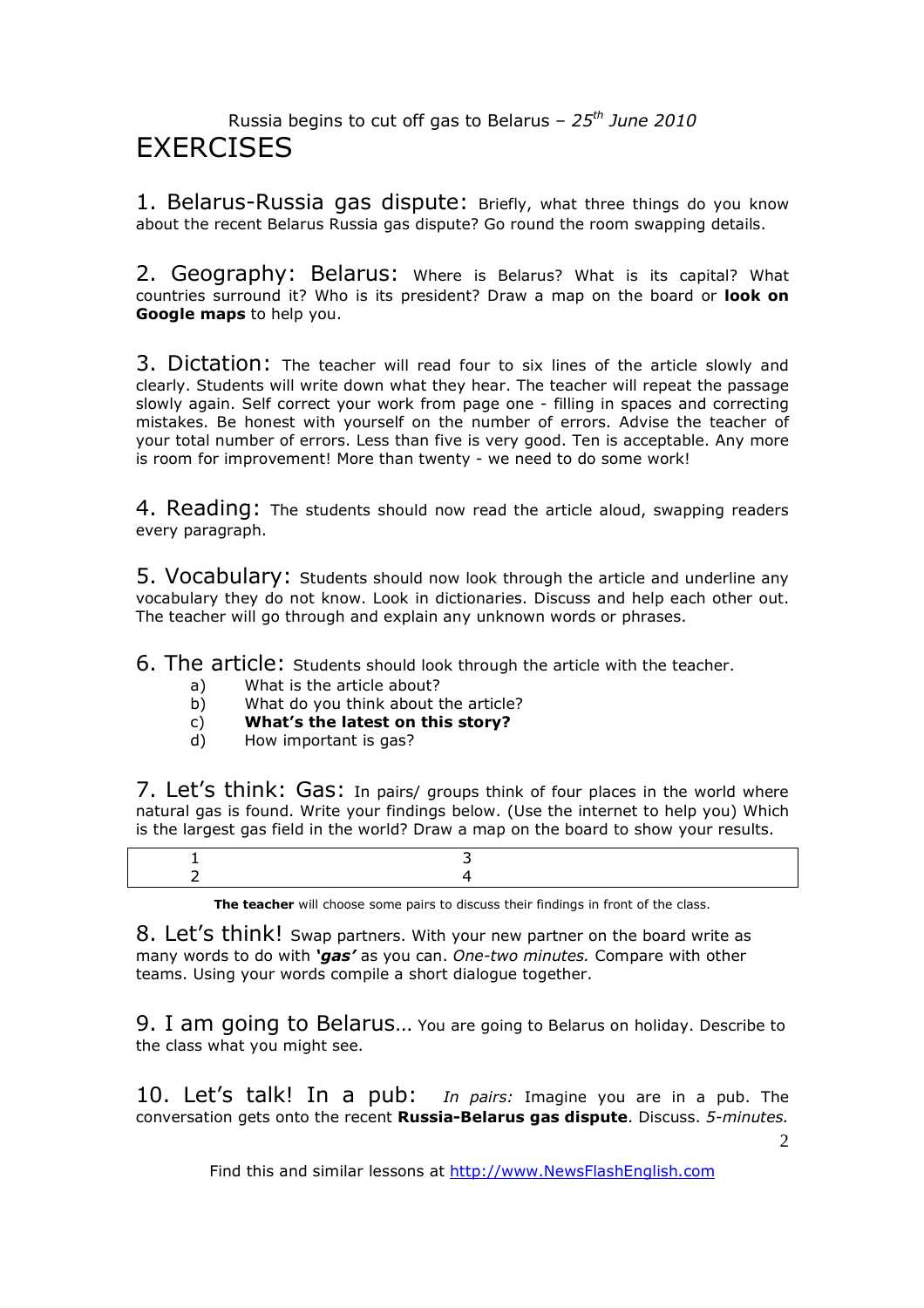Russia begins to cut off gas to Belarus – 25th June 2010

# EXERCISES

1. Belarus-Russia gas dispute: Briefly, what three things do you know about the recent Belarus Russia gas dispute? Go round the room swapping details.

2. Geography: Belarus: Where is Belarus? What is its capital? What countries surround it? Who is its president? Draw a map on the board or **look on Google maps** to help you.

3. Dictation: The teacher will read four to six lines of the article slowly and clearly. Students will write down what they hear. The teacher will repeat the passage slowly again. Self correct your work from page one - filling in spaces and correcting mistakes. Be honest with yourself on the number of errors. Advise the teacher of your total number of errors. Less than five is very good. Ten is acceptable. Any more is room for improvement! More than twenty - we need to do some work!

4. Reading: The students should now read the article aloud, swapping readers every paragraph.

5. Vocabulary: Students should now look through the article and underline any vocabulary they do not know. Look in dictionaries. Discuss and help each other out. The teacher will go through and explain any unknown words or phrases.

6. The article: Students should look through the article with the teacher.

- a) What is the article about?
- b) What do you think about the article?
- c) **What's the latest on this story?**
- d) How important is gas?

7. Let's think: Gas: In pairs/ groups think of four places in the world where natural gas is found. Write your findings below. (Use the internet to help you) Which is the largest gas field in the world? Draw a map on the board to show your results.

| | |
|---|---|
| 1 | 3 |
| 2 | 4 |

**The teacher** will choose some pairs to discuss their findings in front of the class.

8. Let's think! Swap partners. With your new partner on the board write as many words to do with ***'gas'*** as you can. *One-two minutes.* Compare with other teams. Using your words compile a short dialogue together.

9. I am going to Belarus… You are going to Belarus on holiday. Describe to the class what you might see.

10. Let's talk! In a pub: *In pairs:* Imagine you are in a pub. The conversation gets onto the recent **Russia-Belarus gas dispute**. Discuss. *5-minutes.*

Find this and similar lessons at http://www.NewsFlashEnglish.com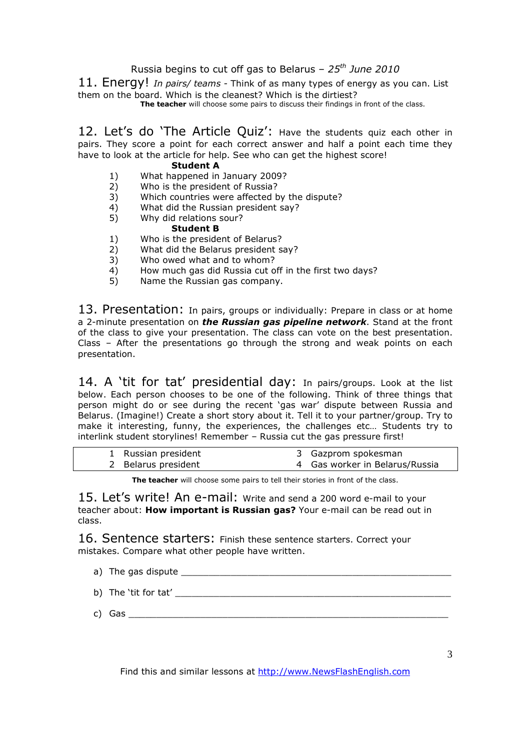Russia begins to cut off gas to Belarus – *25th June 2010*

## 11. Energy!

*In pairs/ teams* - Think of as many types of energy as you can. List them on the board. Which is the cleanest? Which is the dirtiest?

**The teacher** will choose some pairs to discuss their findings in front of the class.

## 12. Let's do 'The Article Quiz':

Have the students quiz each other in pairs. They score a point for each correct answer and half a point each time they have to look at the article for help. See who can get the highest score!

**Student A**

1) What happened in January 2009?
2) Who is the president of Russia?
3) Which countries were affected by the dispute?
4) What did the Russian president say?
5) Why did relations sour?

**Student B**

1) Who is the president of Belarus?
2) What did the Belarus president say?
3) Who owed what and to whom?
4) How much gas did Russia cut off in the first two days?
5) Name the Russian gas company.

## 13. Presentation:

In pairs, groups or individually: Prepare in class or at home a 2-minute presentation on ***the Russian gas pipeline network***. Stand at the front of the class to give your presentation. The class can vote on the best presentation. Class – After the presentations go through the strong and weak points on each presentation.

## 14. A 'tit for tat' presidential day:

In pairs/groups. Look at the list below. Each person chooses to be one of the following. Think of three things that person might do or see during the recent 'gas war' dispute between Russia and Belarus. (Imagine!) Create a short story about it. Tell it to your partner/group. Try to make it interesting, funny, the experiences, the challenges etc… Students try to interlink student storylines! Remember – Russia cut the gas pressure first!

| | |
|---|---|
| 1 Russian president | 3 Gazprom spokesman |
| 2 Belarus president | 4 Gas worker in Belarus/Russia |

**The teacher** will choose some pairs to tell their stories in front of the class.

## 15. Let's write! An e-mail:

Write and send a 200 word e-mail to your teacher about: **How important is Russian gas?** Your e-mail can be read out in class.

## 16. Sentence starters:

Finish these sentence starters. Correct your mistakes. Compare what other people have written.

a) The gas dispute ____________________________________________

b) The 'tit for tat' ____________________________________________

c) Gas ____________________________________________________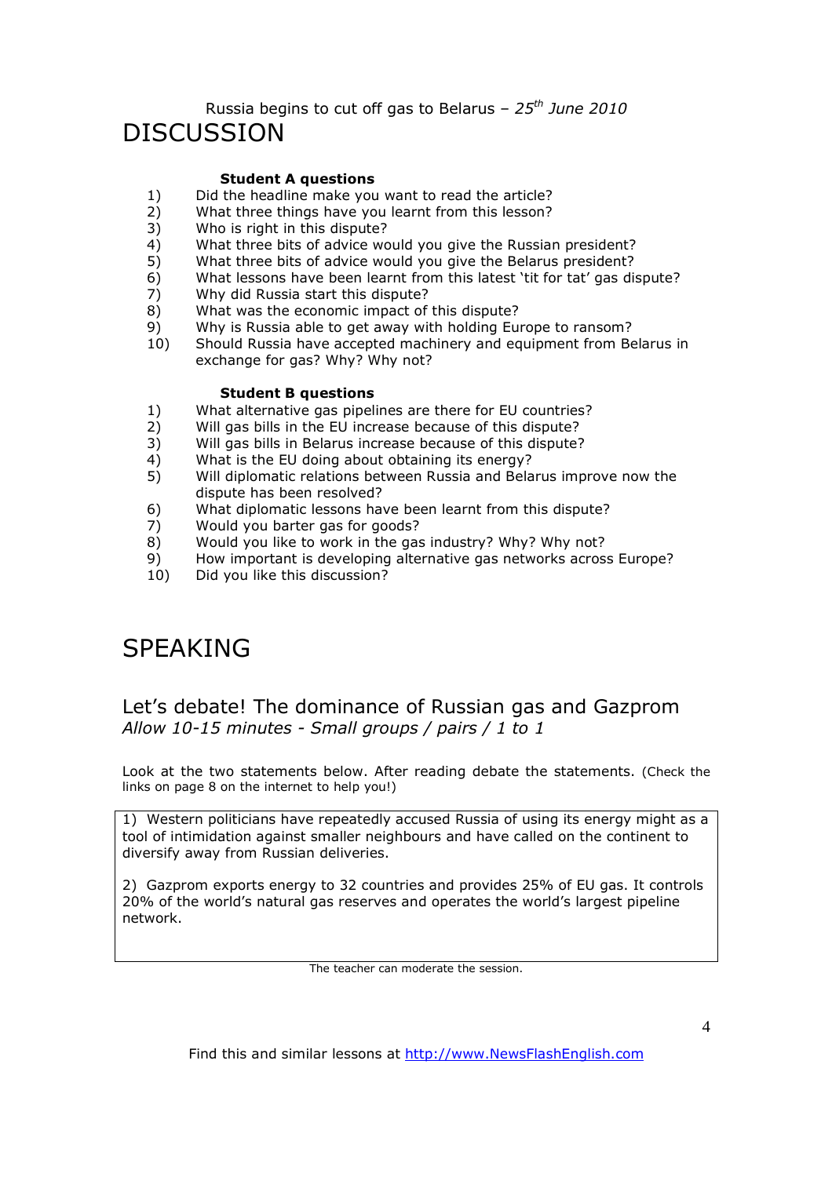Russia begins to cut off gas to Belarus – *25th June 2010*

# DISCUSSION

**Student A questions**

1) Did the headline make you want to read the article?
2) What three things have you learnt from this lesson?
3) Who is right in this dispute?
4) What three bits of advice would you give the Russian president?
5) What three bits of advice would you give the Belarus president?
6) What lessons have been learnt from this latest 'tit for tat' gas dispute?
7) Why did Russia start this dispute?
8) What was the economic impact of this dispute?
9) Why is Russia able to get away with holding Europe to ransom?
10) Should Russia have accepted machinery and equipment from Belarus in exchange for gas? Why? Why not?

**Student B questions**

1) What alternative gas pipelines are there for EU countries?
2) Will gas bills in the EU increase because of this dispute?
3) Will gas bills in Belarus increase because of this dispute?
4) What is the EU doing about obtaining its energy?
5) Will diplomatic relations between Russia and Belarus improve now the dispute has been resolved?
6) What diplomatic lessons have been learnt from this dispute?
7) Would you barter gas for goods?
8) Would you like to work in the gas industry? Why? Why not?
9) How important is developing alternative gas networks across Europe?
10) Did you like this discussion?

# SPEAKING

## Let's debate! The dominance of Russian gas and Gazprom

*Allow 10-15 minutes - Small groups / pairs / 1 to 1*

Look at the two statements below. After reading debate the statements. (Check the links on page 8 on the internet to help you!)

1) Western politicians have repeatedly accused Russia of using its energy might as a tool of intimidation against smaller neighbours and have called on the continent to diversify away from Russian deliveries.

2) Gazprom exports energy to 32 countries and provides 25% of EU gas. It controls 20% of the world's natural gas reserves and operates the world's largest pipeline network.

The teacher can moderate the session.

Find this and similar lessons at http://www.NewsFlashEnglish.com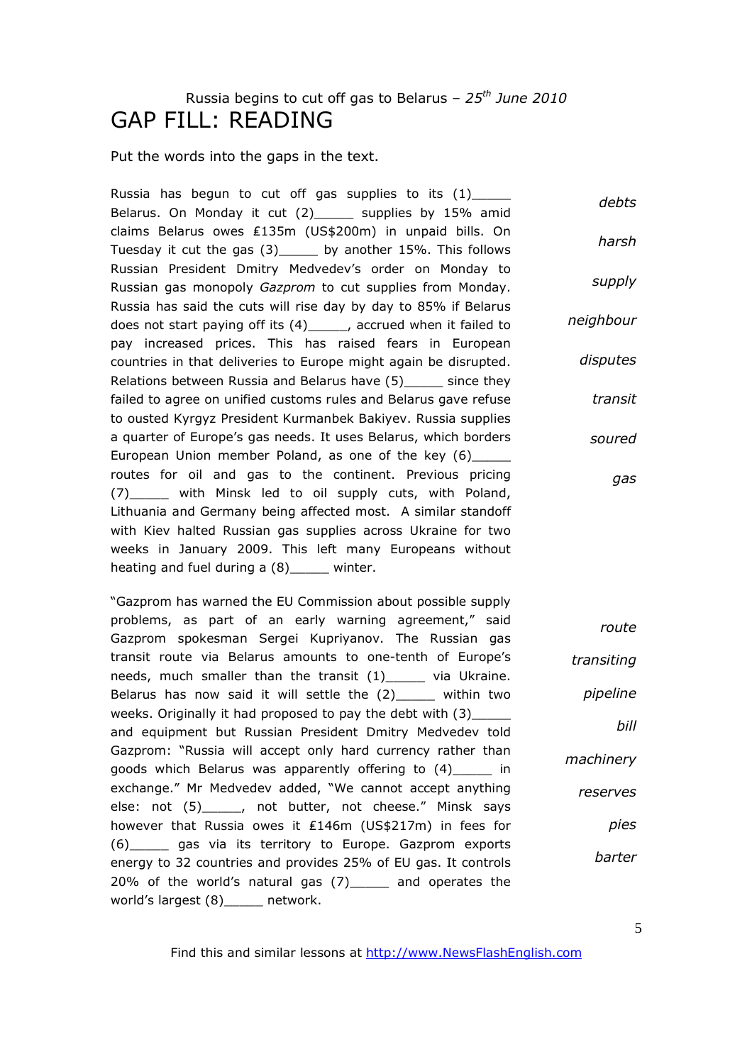Russia begins to cut off gas to Belarus – *25th June 2010*

# GAP FILL: READING

Put the words into the gaps in the text.

Russia has begun to cut off gas supplies to its (1)_____ Belarus. On Monday it cut (2)_____ supplies by 15% amid claims Belarus owes £135m (US$200m) in unpaid bills. On Tuesday it cut the gas (3)_____ by another 15%. This follows Russian President Dmitry Medvedev's order on Monday to Russian gas monopoly *Gazprom* to cut supplies from Monday. Russia has said the cuts will rise day by day to 85% if Belarus does not start paying off its (4)_____, accrued when it failed to pay increased prices. This has raised fears in European countries in that deliveries to Europe might again be disrupted. Relations between Russia and Belarus have (5)_____ since they failed to agree on unified customs rules and Belarus gave refuse to ousted Kyrgyz President Kurmanbek Bakiyev. Russia supplies a quarter of Europe's gas needs. It uses Belarus, which borders European Union member Poland, as one of the key (6)_____ routes for oil and gas to the continent. Previous pricing (7)_____ with Minsk led to oil supply cuts, with Poland, Lithuania and Germany being affected most. A similar standoff with Kiev halted Russian gas supplies across Ukraine for two weeks in January 2009. This left many Europeans without heating and fuel during a (8)_____ winter.

*debts*
*harsh*
*supply*
*neighbour*
*disputes*
*transit*
*soured*
*gas*

"Gazprom has warned the EU Commission about possible supply problems, as part of an early warning agreement," said Gazprom spokesman Sergei Kupriyanov. The Russian gas transit route via Belarus amounts to one-tenth of Europe's needs, much smaller than the transit (1)_____ via Ukraine. Belarus has now said it will settle the (2)_____ within two weeks. Originally it had proposed to pay the debt with (3)_____ and equipment but Russian President Dmitry Medvedev told Gazprom: "Russia will accept only hard currency rather than goods which Belarus was apparently offering to (4)_____ in exchange." Mr Medvedev added, "We cannot accept anything else: not (5)_____, not butter, not cheese." Minsk says however that Russia owes it £146m (US$217m) in fees for (6)_____ gas via its territory to Europe. Gazprom exports energy to 32 countries and provides 25% of EU gas. It controls 20% of the world's natural gas (7)_____ and operates the world's largest (8)_____ network.

*route*
*transiting*
*pipeline*
*bill*
*machinery*
*reserves*
*pies*
*barter*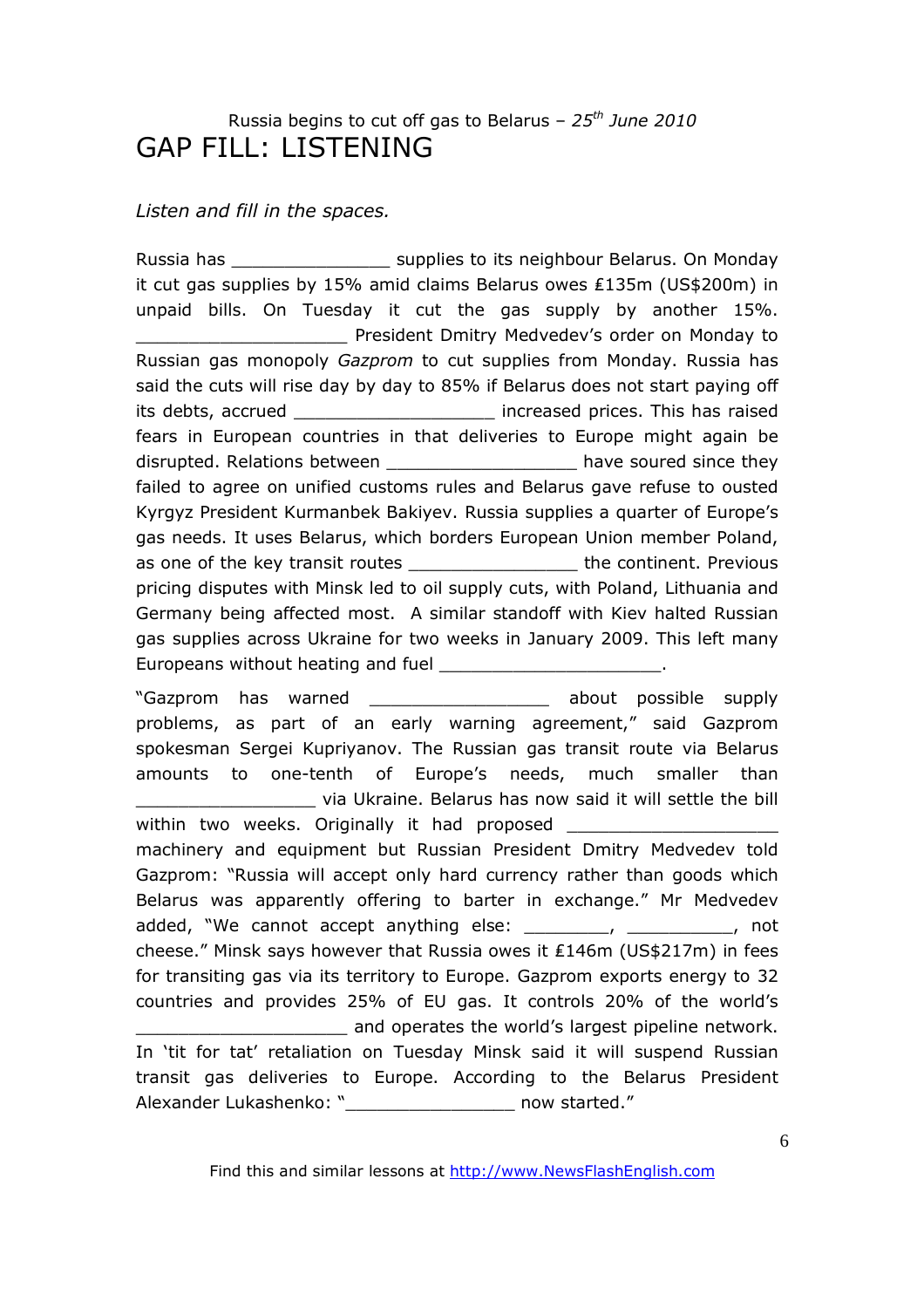Russia begins to cut off gas to Belarus – *25th June 2010*

# GAP FILL: LISTENING

*Listen and fill in the spaces.*

Russia has _______________ supplies to its neighbour Belarus. On Monday it cut gas supplies by 15% amid claims Belarus owes £135m (US$200m) in unpaid bills. On Tuesday it cut the gas supply by another 15%. ____________________ President Dmitry Medvedev's order on Monday to Russian gas monopoly *Gazprom* to cut supplies from Monday. Russia has said the cuts will rise day by day to 85% if Belarus does not start paying off its debts, accrued ___________________ increased prices. This has raised fears in European countries in that deliveries to Europe might again be disrupted. Relations between __________________ have soured since they failed to agree on unified customs rules and Belarus gave refuse to ousted Kyrgyz President Kurmanbek Bakiyev. Russia supplies a quarter of Europe's gas needs. It uses Belarus, which borders European Union member Poland, as one of the key transit routes ________________ the continent. Previous pricing disputes with Minsk led to oil supply cuts, with Poland, Lithuania and Germany being affected most. A similar standoff with Kiev halted Russian gas supplies across Ukraine for two weeks in January 2009. This left many Europeans without heating and fuel _____________________.

"Gazprom has warned _________________ about possible supply problems, as part of an early warning agreement," said Gazprom spokesman Sergei Kupriyanov. The Russian gas transit route via Belarus amounts to one-tenth of Europe's needs, much smaller than _________________ via Ukraine. Belarus has now said it will settle the bill within two weeks. Originally it had proposed ____________________ machinery and equipment but Russian President Dmitry Medvedev told Gazprom: "Russia will accept only hard currency rather than goods which Belarus was apparently offering to barter in exchange." Mr Medvedev added, "We cannot accept anything else: ________, __________, not cheese." Minsk says however that Russia owes it £146m (US$217m) in fees for transiting gas via its territory to Europe. Gazprom exports energy to 32 countries and provides 25% of EU gas. It controls 20% of the world's ____________________ and operates the world's largest pipeline network. In 'tit for tat' retaliation on Tuesday Minsk said it will suspend Russian transit gas deliveries to Europe. According to the Belarus President Alexander Lukashenko: "________________ now started."

Find this and similar lessons at http://www.NewsFlashEnglish.com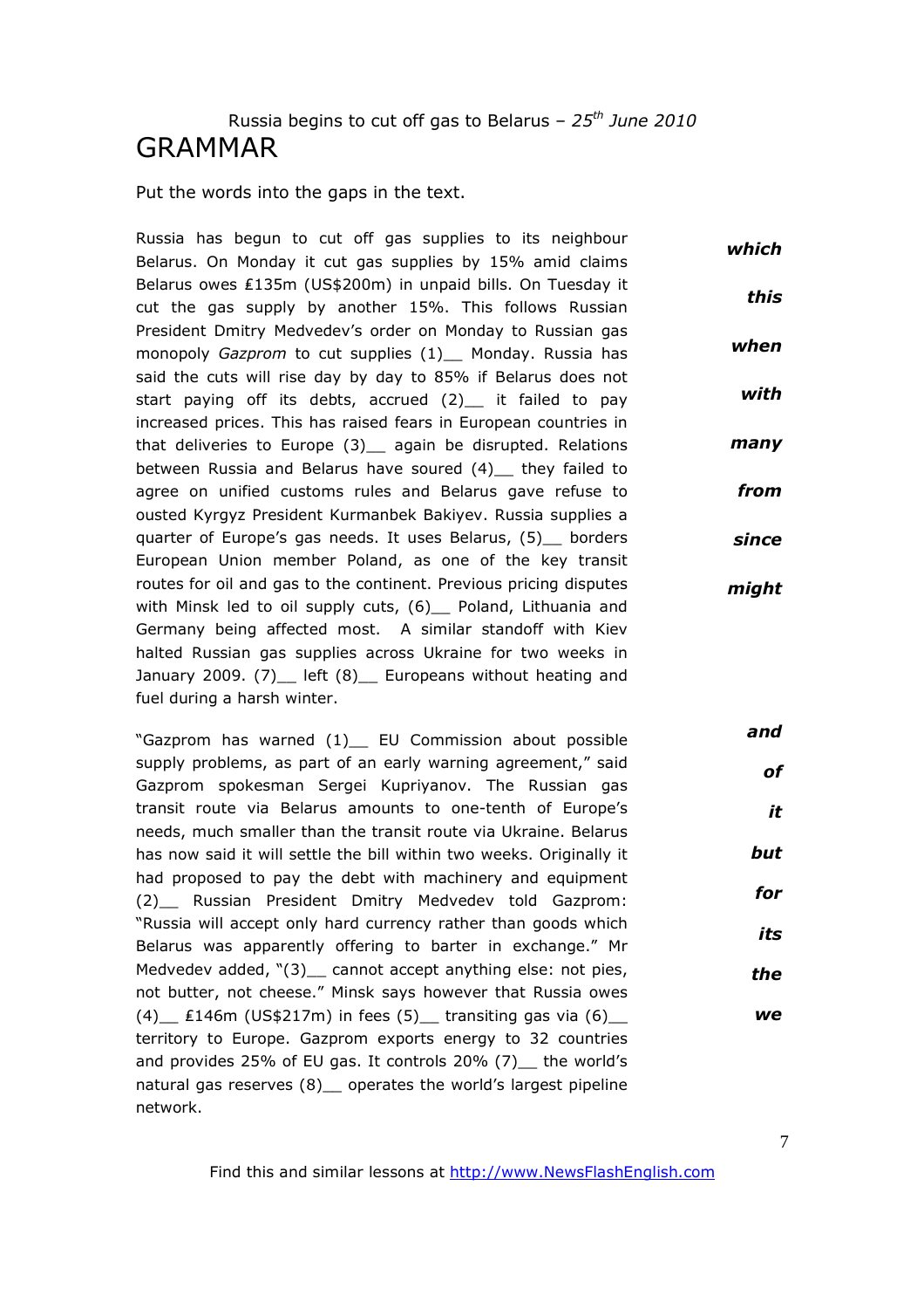Russia begins to cut off gas to Belarus – *25th June 2010*

# GRAMMAR

Put the words into the gaps in the text.

Russia has begun to cut off gas supplies to its neighbour Belarus. On Monday it cut gas supplies by 15% amid claims Belarus owes £135m (US$200m) in unpaid bills. On Tuesday it cut the gas supply by another 15%. This follows Russian President Dmitry Medvedev's order on Monday to Russian gas monopoly *Gazprom* to cut supplies (1)__ Monday. Russia has said the cuts will rise day by day to 85% if Belarus does not start paying off its debts, accrued (2)__ it failed to pay increased prices. This has raised fears in European countries in that deliveries to Europe (3)__ again be disrupted. Relations between Russia and Belarus have soured (4)__ they failed to agree on unified customs rules and Belarus gave refuse to ousted Kyrgyz President Kurmanbek Bakiyev. Russia supplies a quarter of Europe's gas needs. It uses Belarus, (5)__ borders European Union member Poland, as one of the key transit routes for oil and gas to the continent. Previous pricing disputes with Minsk led to oil supply cuts, (6)__ Poland, Lithuania and Germany being affected most. A similar standoff with Kiev halted Russian gas supplies across Ukraine for two weeks in January 2009. (7)__ left (8)__ Europeans without heating and fuel during a harsh winter.

***which***
***this***
***when***
***with***
***many***
***from***
***since***
***might***

"Gazprom has warned (1)__ EU Commission about possible supply problems, as part of an early warning agreement," said Gazprom spokesman Sergei Kupriyanov. The Russian gas transit route via Belarus amounts to one-tenth of Europe's needs, much smaller than the transit route via Ukraine. Belarus has now said it will settle the bill within two weeks. Originally it had proposed to pay the debt with machinery and equipment (2)__ Russian President Dmitry Medvedev told Gazprom: "Russia will accept only hard currency rather than goods which Belarus was apparently offering to barter in exchange." Mr Medvedev added, "(3)__ cannot accept anything else: not pies, not butter, not cheese." Minsk says however that Russia owes (4)__ £146m (US$217m) in fees (5)__ transiting gas via (6)__ territory to Europe. Gazprom exports energy to 32 countries and provides 25% of EU gas. It controls 20% (7)__ the world's natural gas reserves (8)__ operates the world's largest pipeline network.

***and***
***of***
***it***
***but***
***for***
***its***
***the***
***we***

Find this and similar lessons at http://www.NewsFlashEnglish.com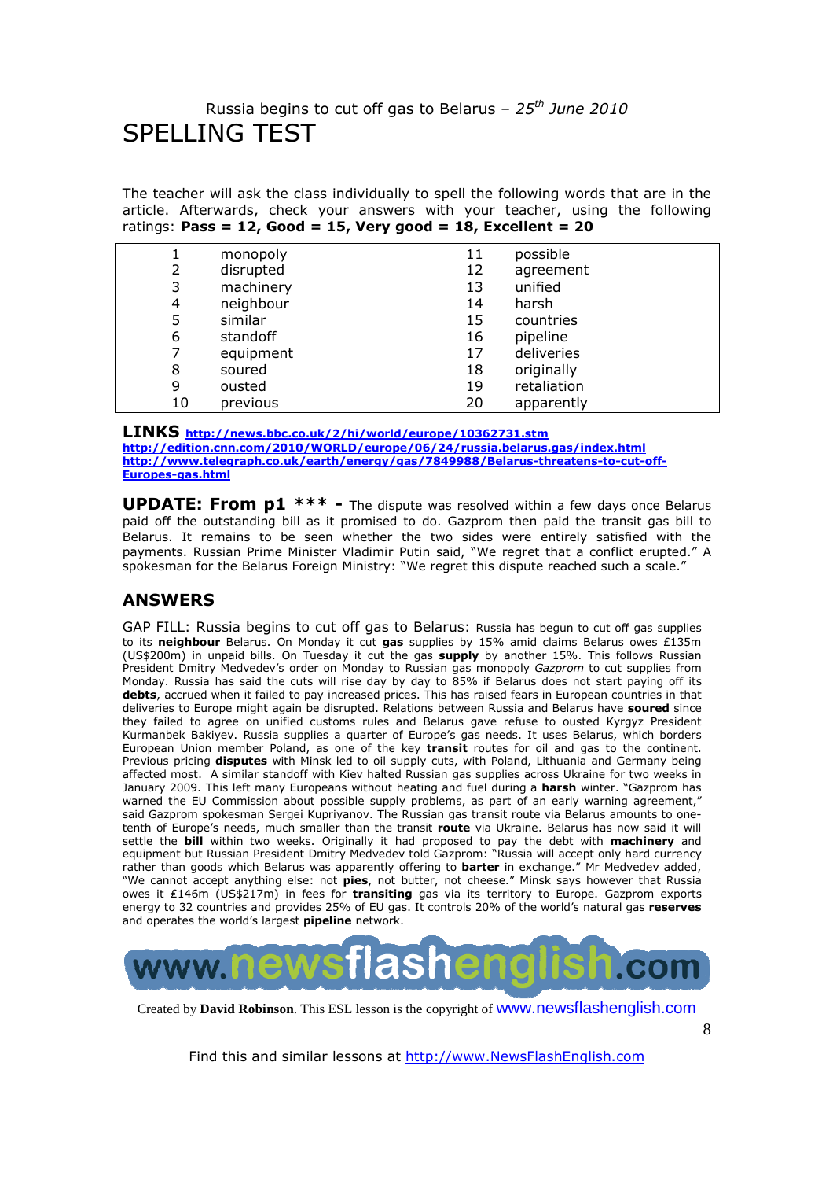Russia begins to cut off gas to Belarus – *25th June 2010*

# SPELLING TEST

The teacher will ask the class individually to spell the following words that are in the article. Afterwards, check your answers with your teacher, using the following ratings: **Pass = 12, Good = 15, Very good = 18, Excellent = 20**

| | | | |
|---|---|---|---|
| 1 | monopoly | 11 | possible |
| 2 | disrupted | 12 | agreement |
| 3 | machinery | 13 | unified |
| 4 | neighbour | 14 | harsh |
| 5 | similar | 15 | countries |
| 6 | standoff | 16 | pipeline |
| 7 | equipment | 17 | deliveries |
| 8 | soured | 18 | originally |
| 9 | ousted | 19 | retaliation |
| 10 | previous | 20 | apparently |

**LINKS** **http://news.bbc.co.uk/2/hi/world/europe/10362731.stm**
**http://edition.cnn.com/2010/WORLD/europe/06/24/russia.belarus.gas/index.html**
**http://www.telegraph.co.uk/earth/energy/gas/7849988/Belarus-threatens-to-cut-off-Europes-gas.html**

**UPDATE: From p1 \*\*\* -** The dispute was resolved within a few days once Belarus paid off the outstanding bill as it promised to do. Gazprom then paid the transit gas bill to Belarus. It remains to be seen whether the two sides were entirely satisfied with the payments. Russian Prime Minister Vladimir Putin said, "We regret that a conflict erupted." A spokesman for the Belarus Foreign Ministry: "We regret this dispute reached such a scale."

## ANSWERS

GAP FILL: Russia begins to cut off gas to Belarus: Russia has begun to cut off gas supplies to its **neighbour** Belarus. On Monday it cut **gas** supplies by 15% amid claims Belarus owes £135m (US$200m) in unpaid bills. On Tuesday it cut the gas **supply** by another 15%. This follows Russian President Dmitry Medvedev's order on Monday to Russian gas monopoly *Gazprom* to cut supplies from Monday. Russia has said the cuts will rise day by day to 85% if Belarus does not start paying off its **debts**, accrued when it failed to pay increased prices. This has raised fears in European countries in that deliveries to Europe might again be disrupted. Relations between Russia and Belarus have **soured** since they failed to agree on unified customs rules and Belarus gave refuse to ousted Kyrgyz President Kurmanbek Bakiyev. Russia supplies a quarter of Europe's gas needs. It uses Belarus, which borders European Union member Poland, as one of the key **transit** routes for oil and gas to the continent. Previous pricing **disputes** with Minsk led to oil supply cuts, with Poland, Lithuania and Germany being affected most. A similar standoff with Kiev halted Russian gas supplies across Ukraine for two weeks in January 2009. This left many Europeans without heating and fuel during a **harsh** winter. "Gazprom has warned the EU Commission about possible supply problems, as part of an early warning agreement," said Gazprom spokesman Sergei Kupriyanov. The Russian gas transit route via Belarus amounts to one-tenth of Europe's needs, much smaller than the transit **route** via Ukraine. Belarus has now said it will settle the **bill** within two weeks. Originally it had proposed to pay the debt with **machinery** and equipment but Russian President Dmitry Medvedev told Gazprom: "Russia will accept only hard currency rather than goods which Belarus was apparently offering to **barter** in exchange." Mr Medvedev added, "We cannot accept anything else: not **pies**, not butter, not cheese." Minsk says however that Russia owes it £146m (US$217m) in fees for **transiting** gas via its territory to Europe. Gazprom exports energy to 32 countries and provides 25% of EU gas. It controls 20% of the world's natural gas **reserves** and operates the world's largest **pipeline** network.

www.newsflashenglish.com

Created by **David Robinson**. This ESL lesson is the copyright of www.newsflashenglish.com

Find this and similar lessons at http://www.NewsFlashEnglish.com